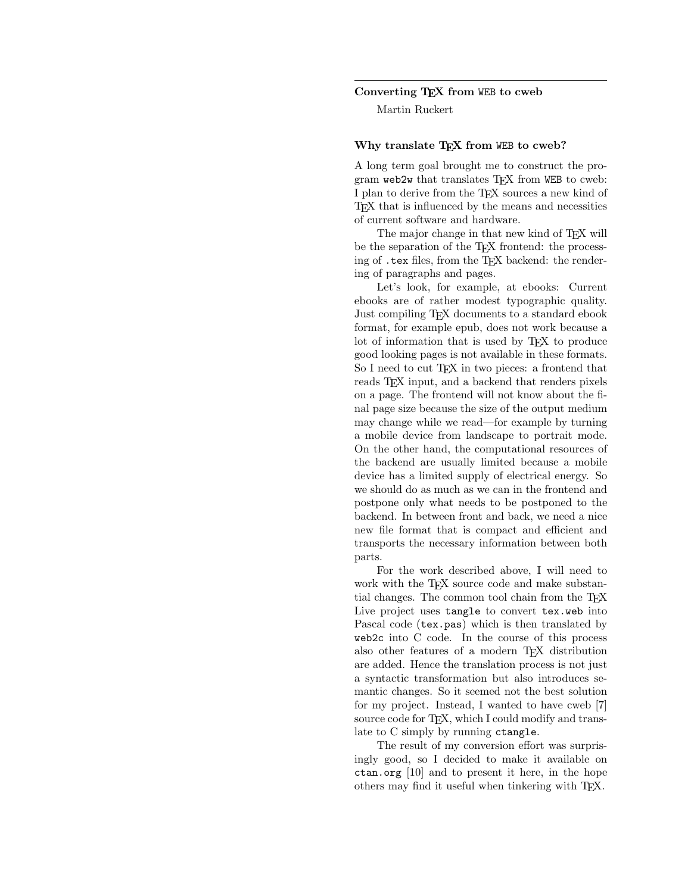# Converting TEX from WEB to cweb

Martin Ruckert

## Why translate TEX from WEB to cweb?

A long term goal brought me to construct the program `web2w` that translates TEX from WEB to cweb: I plan to derive from the TEX sources a new kind of TEX that is influenced by the means and necessities of current software and hardware.

The major change in that new kind of TEX will be the separation of the TEX frontend: the processing of `.tex` files, from the TEX backend: the rendering of paragraphs and pages.

Let's look, for example, at ebooks: Current ebooks are of rather modest typographic quality. Just compiling TEX documents to a standard ebook format, for example epub, does not work because a lot of information that is used by TEX to produce good looking pages is not available in these formats. So I need to cut TEX in two pieces: a frontend that reads TEX input, and a backend that renders pixels on a page. The frontend will not know about the final page size because the size of the output medium may change while we read—for example by turning a mobile device from landscape to portrait mode. On the other hand, the computational resources of the backend are usually limited because a mobile device has a limited supply of electrical energy. So we should do as much as we can in the frontend and postpone only what needs to be postponed to the backend. In between front and back, we need a nice new file format that is compact and efficient and transports the necessary information between both parts.

For the work described above, I will need to work with the TEX source code and make substantial changes. The common tool chain from the TEX Live project uses `tangle` to convert `tex.web` into Pascal code (`tex.pas`) which is then translated by `web2c` into C code. In the course of this process also other features of a modern TEX distribution are added. Hence the translation process is not just a syntactic transformation but also introduces semantic changes. So it seemed not the best solution for my project. Instead, I wanted to have cweb [7] source code for TEX, which I could modify and translate to C simply by running `ctangle`.

The result of my conversion effort was surprisingly good, so I decided to make it available on `ctan.org` [10] and to present it here, in the hope others may find it useful when tinkering with TEX.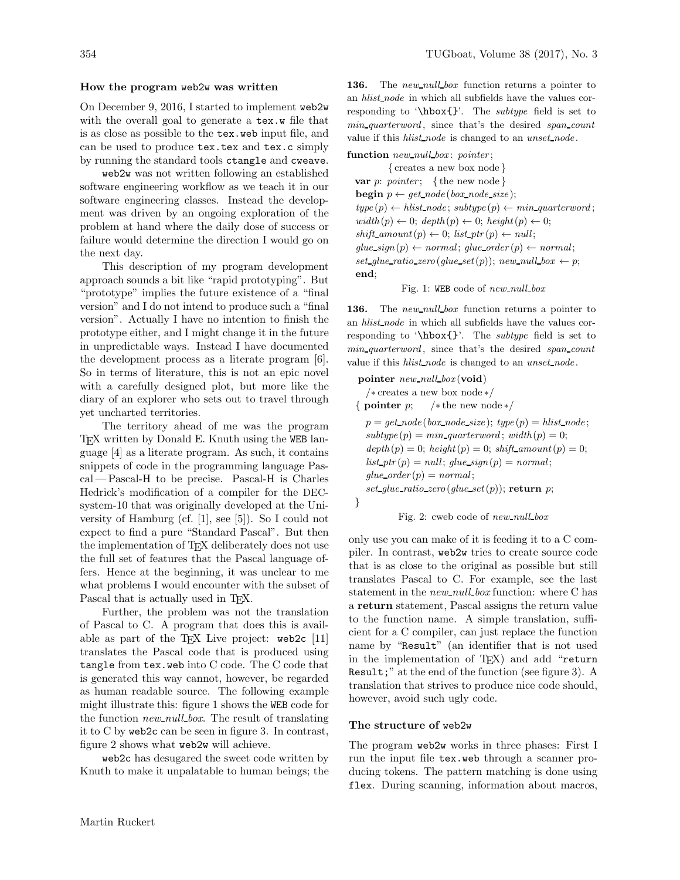### How the program `web2w` was written

On December 9, 2016, I started to implement `web2w` with the overall goal to generate a `tex.w` file that is as close as possible to the `tex.web` input file, and can be used to produce `tex.tex` and `tex.c` simply by running the standard tools `ctangle` and `cweave`.

`web2w` was not written following an established software engineering workflow as we teach it in our software engineering classes. Instead the development was driven by an ongoing exploration of the problem at hand where the daily dose of success or failure would determine the direction I would go on the next day.

This description of my program development approach sounds a bit like "rapid prototyping". But "prototype" implies the future existence of a "final version" and I do not intend to produce such a "final version". Actually I have no intention to finish the prototype either, and I might change it in the future in unpredictable ways. Instead I have documented the development process as a literate program [6]. So in terms of literature, this is not an epic novel with a carefully designed plot, but more like the diary of an explorer who sets out to travel through yet uncharted territories.

The territory ahead of me was the program TeX written by Donald E. Knuth using the WEB language [4] as a literate program. As such, it contains snippets of code in the programming language Pascal — Pascal-H to be precise. Pascal-H is Charles Hedrick's modification of a compiler for the DECsystem-10 that was originally developed at the University of Hamburg (cf. [1], see [5]). So I could not expect to find a pure "Standard Pascal". But then the implementation of TeX deliberately does not use the full set of features that the Pascal language offers. Hence at the beginning, it was unclear to me what problems I would encounter with the subset of Pascal that is actually used in TeX.

Further, the problem was not the translation of Pascal to C. A program that does this is available as part of the TeX Live project: `web2c` [11] translates the Pascal code that is produced using `tangle` from `tex.web` into C code. The C code that is generated this way cannot, however, be regarded as human readable source. The following example might illustrate this: figure 1 shows the WEB code for the function *new_null_box*. The result of translating it to C by `web2c` can be seen in figure 3. In contrast, figure 2 shows what `web2w` will achieve.

`web2c` has desugared the sweet code written by Knuth to make it unpalatable to human beings; the only use you can make of it is feeding it to a C compiler. In contrast, `web2w` tries to create source code that is as close to the original as possible but still translates Pascal to C. For example, see the last statement in the *new_null_box* function: where C has a **return** statement, Pascal assigns the return value to the function name. A simple translation, sufficient for a C compiler, can just replace the function name by "`Result`" (an identifier that is not used in the implementation of TeX) and add "`return Result;`" at the end of the function (see figure 3). A translation that strives to produce nice code should, however, avoid such ugly code.

**136.** The *new_null_box* function returns a pointer to an *hlist_node* in which all subfields have the values corresponding to '`\hbox{}`'. The *subtype* field is set to *min_quarterword*, since that's the desired *span_count* value if this *hlist_node* is changed to an *unset_node*.

```
function new_null_box: pointer;
        { creates a new box node }
  var p: pointer;  { the new node }
  begin p ← get_node(box_node_size);
  type(p) ← hlist_node; subtype(p) ← min_quarterword;
  width(p) ← 0; depth(p) ← 0; height(p) ← 0;
  shift_amount(p) ← 0; list_ptr(p) ← null;
  glue_sign(p) ← normal; glue_order(p) ← normal;
  set_glue_ratio_zero(glue_set(p)); new_null_box ← p;
  end;
```

Fig. 1: WEB code of *new_null_box*

**136.** The *new_null_box* function returns a pointer to an *hlist_node* in which all subfields have the values corresponding to '`\hbox{}`'. The *subtype* field is set to *min_quarterword*, since that's the desired *span_count* value if this *hlist_node* is changed to an *unset_node*.

```
pointer new_null_box(void)
    /* creates a new box node */
{ pointer p;    /* the new node */
  p = get_node(box_node_size); type(p) = hlist_node;
  subtype(p) = min_quarterword; width(p) = 0;
  depth(p) = 0; height(p) = 0; shift_amount(p) = 0;
  list_ptr(p) = null; glue_sign(p) = normal;
  glue_order(p) = normal;
  set_glue_ratio_zero(glue_set(p)); return p;
}
```

Fig. 2: cweb code of *new_null_box*

### The structure of `web2w`

The program `web2w` works in three phases: First I run the input file `tex.web` through a scanner producing tokens. The pattern matching is done using `flex`. During scanning, information about macros,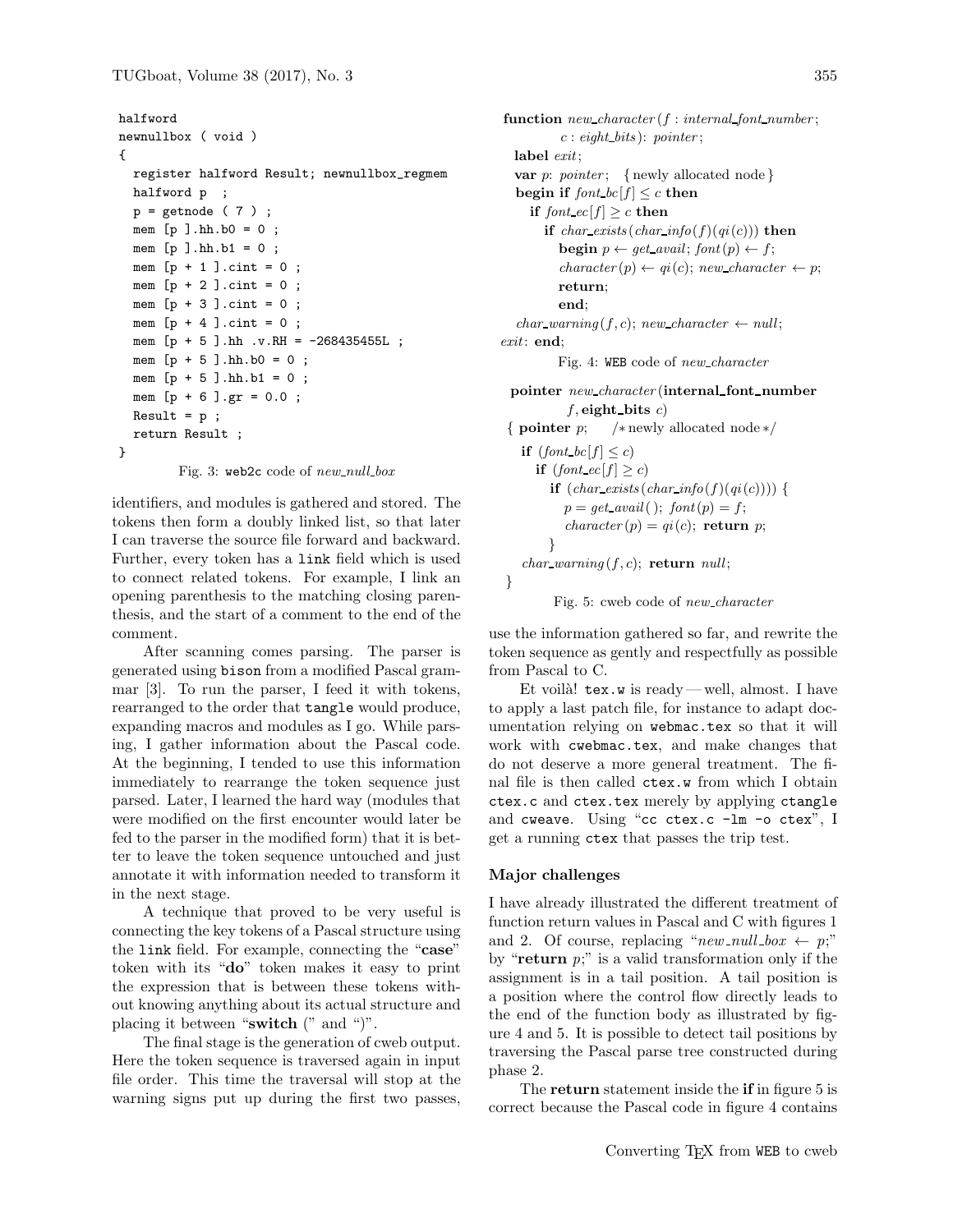```
halfword
newnullbox ( void )
{
  register halfword Result; newnullbox_regmem
  halfword p  ;
  p = getnode ( 7 ) ;
  mem [p ].hh.b0 = 0 ;
  mem [p ].hh.b1 = 0 ;
  mem [p + 1 ].cint = 0 ;
  mem [p + 2 ].cint = 0 ;
  mem [p + 3 ].cint = 0 ;
  mem [p + 4 ].cint = 0 ;
  mem [p + 5 ].hh .v.RH = -268435455L ;
  mem [p + 5 ].hh.b0 = 0 ;
  mem [p + 5 ].hh.b1 = 0 ;
  mem [p + 6 ].gr = 0.0 ;
  Result = p ;
  return Result ;
}
```

Fig. 3: `web2c` code of *new_null_box*

identifiers, and modules is gathered and stored. The tokens then form a doubly linked list, so that later I can traverse the source file forward and backward. Further, every token has a `link` field which is used to connect related tokens. For example, I link an opening parenthesis to the matching closing parenthesis, and the start of a comment to the end of the comment.

After scanning comes parsing. The parser is generated using `bison` from a modified Pascal grammar [3]. To run the parser, I feed it with tokens, rearranged to the order that `tangle` would produce, expanding macros and modules as I go. While parsing, I gather information about the Pascal code. At the beginning, I tended to use this information immediately to rearrange the token sequence just parsed. Later, I learned the hard way (modules that were modified on the first encounter would later be fed to the parser in the modified form) that it is better to leave the token sequence untouched and just annotate it with information needed to transform it in the next stage.

A technique that proved to be very useful is connecting the key tokens of a Pascal structure using the `link` field. For example, connecting the "**case**" token with its "**do**" token makes it easy to print the expression that is between these tokens without knowing anything about its actual structure and placing it between "**switch** (" and ")".

The final stage is the generation of cweb output. Here the token sequence is traversed again in input file order. This time the traversal will stop at the warning signs put up during the first two passes,

```
function new_character(f : internal_font_number;
        c : eight_bits): pointer;
  label exit;
  var p: pointer;   {newly allocated node}
  begin if font_bc[f] ≤ c then
    if font_ec[f] ≥ c then
      if char_exists(char_info(f)(qi(c))) then
        begin p ← get_avail; font(p) ← f;
        character(p) ← qi(c); new_character ← p;
        return;
        end;
  char_warning(f, c); new_character ← null;
exit: end;
```

Fig. 4: `WEB` code of *new_character*

```
pointer new_character(internal_font_number
        f, eight_bits c)
{ pointer p;    /* newly allocated node */
  if (font_bc[f] ≤ c)
    if (font_ec[f] ≥ c)
      if (char_exists(char_info(f)(qi(c)))) {
        p = get_avail(); font(p) = f;
        character(p) = qi(c); return p;
      }
  char_warning(f, c); return null;
}
```

Fig. 5: cweb code of *new_character*

use the information gathered so far, and rewrite the token sequence as gently and respectfully as possible from Pascal to C.

Et voilà! `tex.w` is ready — well, almost. I have to apply a last patch file, for instance to adapt documentation relying on `webmac.tex` so that it will work with `cwebmac.tex`, and make changes that do not deserve a more general treatment. The final file is then called `ctex.w` from which I obtain `ctex.c` and `ctex.tex` merely by applying `ctangle` and `cweave`. Using "`cc ctex.c -lm -o ctex`", I get a running `ctex` that passes the trip test.

### Major challenges

I have already illustrated the different treatment of function return values in Pascal and C with figures 1 and 2. Of course, replacing "*new_null_box* ← *p*;" by "**return** *p*;" is a valid transformation only if the assignment is in a tail position. A tail position is a position where the control flow directly leads to the end of the function body as illustrated by figure 4 and 5. It is possible to detect tail positions by traversing the Pascal parse tree constructed during phase 2.

The **return** statement inside the **if** in figure 5 is correct because the Pascal code in figure 4 contains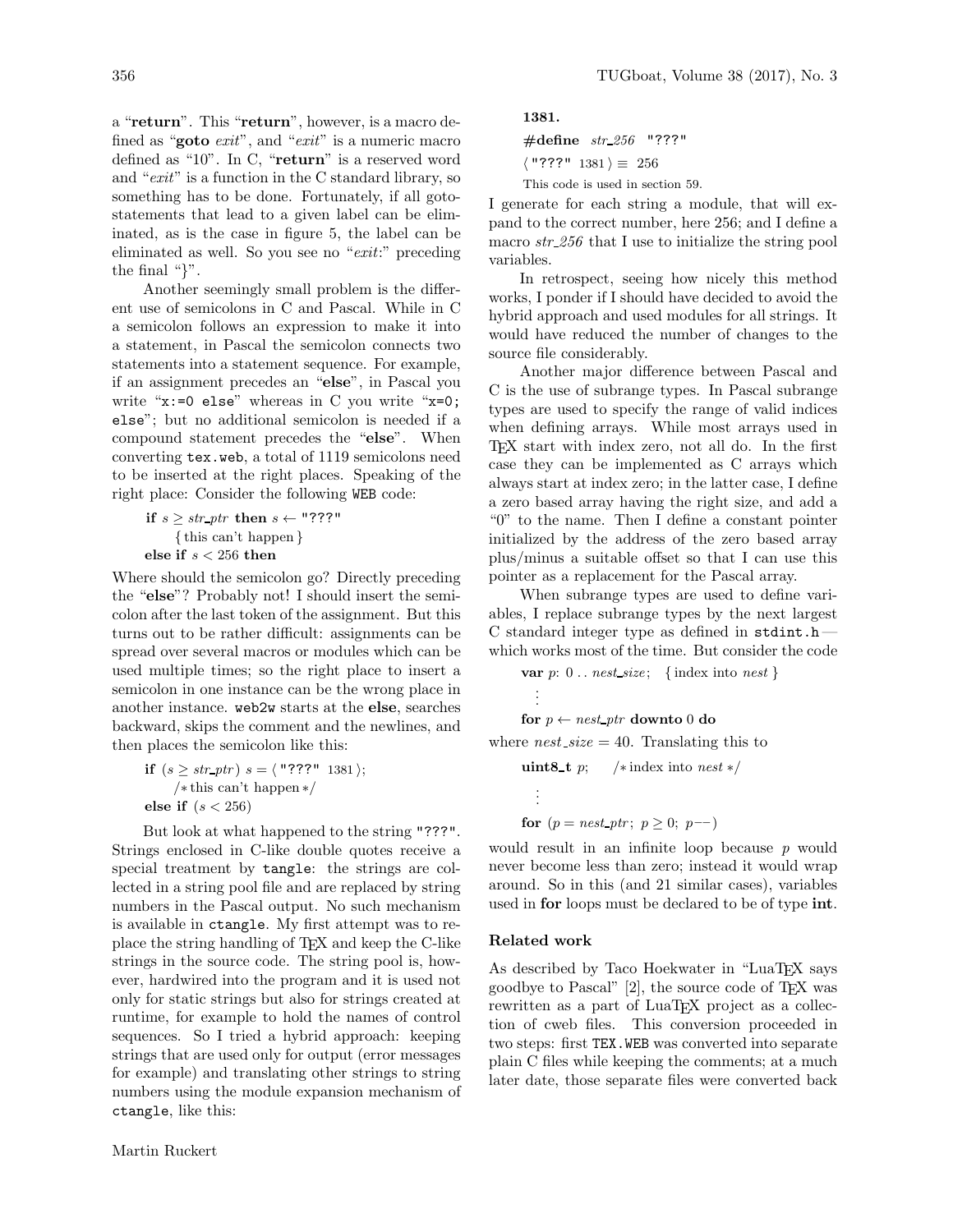a "**return**". This "**return**", however, is a macro defined as "**goto** *exit*", and "*exit*" is a numeric macro defined as "10". In C, "**return**" is a reserved word and "*exit*" is a function in the C standard library, so something has to be done. Fortunately, if all goto-statements that lead to a given label can be eliminated, as is the case in figure 5, the label can be eliminated as well. So you see no "*exit*:" preceding the final "}".

Another seemingly small problem is the different use of semicolons in C and Pascal. While in C a semicolon follows an expression to make it into a statement, in Pascal the semicolon connects two statements into a statement sequence. For example, if an assignment precedes an "**else**", in Pascal you write "`x:=0 else`" whereas in C you write "`x=0; else`"; but no additional semicolon is needed if a compound statement precedes the "**else**". When converting `tex.web`, a total of 1119 semicolons need to be inserted at the right places. Speaking of the right place: Consider the following WEB code:

**if** $s \geq str\_ptr$ **then** $s \leftarrow$ `"???"`
  { this can't happen }
**else if** $s < 256$ **then**

Where should the semicolon go? Directly preceding the "**else**"? Probably not! I should insert the semicolon after the last token of the assignment. But this turns out to be rather difficult: assignments can be spread over several macros or modules which can be used multiple times; so the right place to insert a semicolon in one instance can be the wrong place in another instance. `web2w` starts at the **else**, searches backward, skips the comment and the newlines, and then places the semicolon like this:

**if** $(s \geq str\_ptr)$ $s = \langle$ `"???"` 1381 $\rangle$;
  /∗ this can't happen ∗/
**else if** $(s < 256)$

But look at what happened to the string `"???"`. Strings enclosed in C-like double quotes receive a special treatment by `tangle`: the strings are collected in a string pool file and are replaced by string numbers in the Pascal output. No such mechanism is available in `ctangle`. My first attempt was to replace the string handling of TeX and keep the C-like strings in the source code. The string pool is, however, hardwired into the program and it is used not only for static strings but also for strings created at runtime, for example to hold the names of control sequences. So I tried a hybrid approach: keeping strings that are used only for output (error messages for example) and translating other strings to string numbers using the module expansion mechanism of `ctangle`, like this:

**1381.**

**#define** *str_256* `"???"`

$\langle$ `"???"` 1381 $\rangle \equiv$ 256

This code is used in section 59.

I generate for each string a module, that will expand to the correct number, here 256; and I define a macro *str_256* that I use to initialize the string pool variables.

In retrospect, seeing how nicely this method works, I ponder if I should have decided to avoid the hybrid approach and used modules for all strings. It would have reduced the number of changes to the source file considerably.

Another major difference between Pascal and C is the use of subrange types. In Pascal subrange types are used to specify the range of valid indices when defining arrays. While most arrays used in TeX start with index zero, not all do. In the first case they can be implemented as C arrays which always start at index zero; in the latter case, I define a zero based array having the right size, and add a "0" to the name. Then I define a constant pointer initialized by the address of the zero based array plus/minus a suitable offset so that I can use this pointer as a replacement for the Pascal array.

When subrange types are used to define variables, I replace subrange types by the next largest C standard integer type as defined in `stdint.h` — which works most of the time. But consider the code

**var** $p$: $0 \,..\, nest\_size$;  { index into *nest* }
  ⋮
**for** $p \leftarrow nest\_ptr$ **downto** 0 **do**

where $nest\_size = 40$. Translating this to

**uint8_t** $p$;   /∗ index into *nest* ∗/
  ⋮
**for** $(p = nest\_ptr;\ p \geq 0;\ p{-}{-})$

would result in an infinite loop because $p$ would never become less than zero; instead it would wrap around. So in this (and 21 similar cases), variables used in **for** loops must be declared to be of type **int**.

### Related work

As described by Taco Hoekwater in "LuaTeX says goodbye to Pascal" [2], the source code of TeX was rewritten as a part of LuaTeX project as a collection of cweb files. This conversion proceeded in two steps: first `TEX.WEB` was converted into separate plain C files while keeping the comments; at a much later date, those separate files were converted back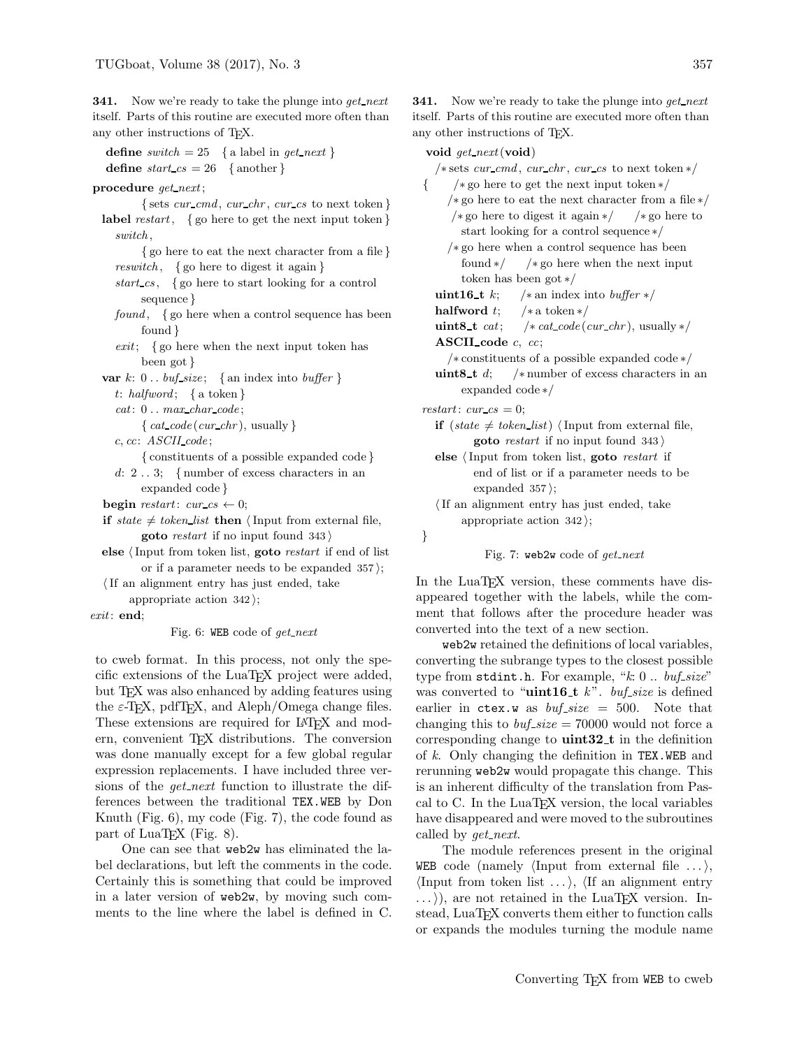**341.** Now we're ready to take the plunge into *get_next* itself. Parts of this routine are executed more often than any other instructions of TeX.

```
  define switch = 25   { a label in get_next }
  define start_cs = 26   { another }
procedure get_next;
        { sets cur_cmd, cur_chr, cur_cs to next token }
  label restart,   { go here to get the next input token }
    switch,
        { go here to eat the next character from a file }
    reswitch,   { go here to digest it again }
    start_cs,   { go here to start looking for a control
           sequence }
    found,   { go here when a control sequence has been
           found }
    exit;   { go here when the next input token has
           been got }
  var k: 0 .. buf_size;   { an index into buffer }
    t: halfword;   { a token }
    cat: 0 .. max_char_code;
        { cat_code(cur_chr), usually }
    c, cc: ASCII_code;
        { constituents of a possible expanded code }
    d: 2 .. 3;   { number of excess characters in an
           expanded code }
  begin restart: cur_cs ← 0;
  if state ≠ token_list then ⟨ Input from external file,
        goto restart if no input found 343 ⟩
  else ⟨ Input from token list, goto restart if end of list
        or if a parameter needs to be expanded 357 ⟩;
  ⟨ If an alignment entry has just ended, take
        appropriate action 342 ⟩;
exit: end;
```

Fig. 6: WEB code of *get_next*

to cweb format. In this process, not only the specific extensions of the LuaTeX project were added, but TeX was also enhanced by adding features using the ε-TeX, pdfTeX, and Aleph/Omega change files. These extensions are required for LaTeX and modern, convenient TeX distributions. The conversion was done manually except for a few global regular expression replacements. I have included three versions of the *get_next* function to illustrate the differences between the traditional TEX.WEB by Don Knuth (Fig. 6), my code (Fig. 7), the code found as part of LuaTeX (Fig. 8).

One can see that web2w has eliminated the label declarations, but left the comments in the code. Certainly this is something that could be improved in a later version of web2w, by moving such comments to the line where the label is defined in C.

**341.** Now we're ready to take the plunge into *get_next* itself. Parts of this routine are executed more often than any other instructions of TeX.

```
  void get_next(void)
    /* sets cur_cmd, cur_chr, cur_cs to next token */
  {     /* go here to get the next input token */
      /* go here to eat the next character from a file */
       /* go here to digest it again */     /* go here to
          start looking for a control sequence */
      /* go here when a control sequence has been
          found */     /* go here when the next input
          token has been got */
    uint16_t k;     /* an index into buffer */
    halfword t;     /* a token */
    uint8_t cat;     /* cat_code(cur_chr), usually */
    ASCII_code c, cc;
      /* constituents of a possible expanded code */
    uint8_t d;     /* number of excess characters in an
          expanded code */
  restart: cur_cs = 0;
    if (state ≠ token_list) ⟨ Input from external file,
          goto restart if no input found 343 ⟩
    else ⟨ Input from token list, goto restart if
          end of list or if a parameter needs to be
          expanded 357 ⟩;
    ⟨ If an alignment entry has just ended, take
          appropriate action 342 ⟩;
  }
```

Fig. 7: web2w code of *get_next*

In the LuaTeX version, these comments have disappeared together with the labels, while the comment that follows after the procedure header was converted into the text of a new section.

web2w retained the definitions of local variables, converting the subrange types to the closest possible type from stdint.h. For example, "*k*: 0 .. *buf_size*" was converted to "**uint16_t** *k*". *buf_size* is defined earlier in ctex.w as *buf_size* = 500. Note that changing this to *buf_size* = 70000 would not force a corresponding change to **uint32_t** in the definition of *k*. Only changing the definition in TEX.WEB and rerunning web2w would propagate this change. This is an inherent difficulty of the translation from Pascal to C. In the LuaTeX version, the local variables have disappeared and were moved to the subroutines called by *get_next*.

The module references present in the original WEB code (namely ⟨Input from external file ...⟩, ⟨Input from token list ...⟩, ⟨If an alignment entry ...⟩), are not retained in the LuaTeX version. Instead, LuaTeX converts them either to function calls or expands the modules turning the module name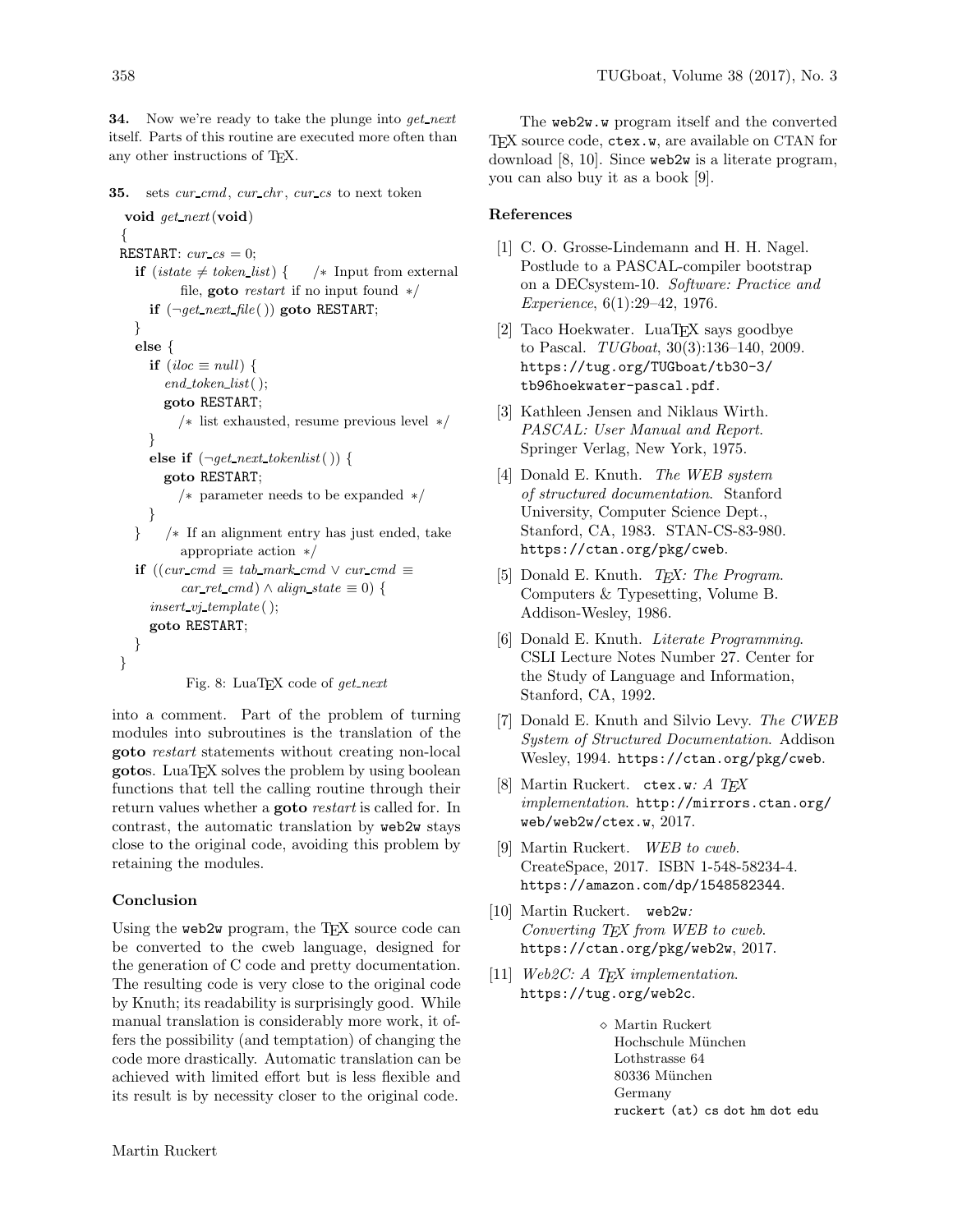**34.** Now we're ready to take the plunge into *get_next* itself. Parts of this routine are executed more often than any other instructions of TEX.

**35.** sets *cur_cmd*, *cur_chr*, *cur_cs* to next token

```
void get_next(void)
{
RESTART: cur_cs = 0;
  if (istate ≠ token_list) {    /* Input from external
          file, goto restart if no input found */
     if (¬get_next_file()) goto RESTART;
  }
  else {
     if (iloc ≡ null) {
        end_token_list();
        goto RESTART;
          /* list exhausted, resume previous level */
     }
     else if (¬get_next_tokenlist()) {
        goto RESTART;
          /* parameter needs to be expanded */
     }
  }    /* If an alignment entry has just ended, take
          appropriate action */
  if ((cur_cmd ≡ tab_mark_cmd ∨ cur_cmd ≡
          car_ret_cmd) ∧ align_state ≡ 0) {
     insert_vj_template();
     goto RESTART;
  }
}
```

Fig. 8: LuaTEX code of *get_next*

into a comment. Part of the problem of turning modules into subroutines is the translation of the **goto** *restart* statements without creating non-local **goto**s. LuaTEX solves the problem by using boolean functions that tell the calling routine through their return values whether a **goto** *restart* is called for. In contrast, the automatic translation by `web2w` stays close to the original code, avoiding this problem by retaining the modules.

## Conclusion

Using the `web2w` program, the TEX source code can be converted to the cweb language, designed for the generation of C code and pretty documentation. The resulting code is very close to the original code by Knuth; its readability is surprisingly good. While manual translation is considerably more work, it offers the possibility (and temptation) of changing the code more drastically. Automatic translation can be achieved with limited effort but is less flexible and its result is by necessity closer to the original code.

The `web2w.w` program itself and the converted TEX source code, `ctex.w`, are available on CTAN for download [8, 10]. Since `web2w` is a literate program, you can also buy it as a book [9].

## References

[1] C. O. Grosse-Lindemann and H. H. Nagel. Postlude to a PASCAL-compiler bootstrap on a DECsystem-10. *Software: Practice and Experience*, 6(1):29–42, 1976.

[2] Taco Hoekwater. LuaTEX says goodbye to Pascal. *TUGboat*, 30(3):136–140, 2009. `https://tug.org/TUGboat/tb30-3/tb96hoekwater-pascal.pdf`.

[3] Kathleen Jensen and Niklaus Wirth. *PASCAL: User Manual and Report*. Springer Verlag, New York, 1975.

[4] Donald E. Knuth. *The WEB system of structured documentation*. Stanford University, Computer Science Dept., Stanford, CA, 1983. STAN-CS-83-980. `https://ctan.org/pkg/cweb`.

[5] Donald E. Knuth. *TEX: The Program*. Computers & Typesetting, Volume B. Addison-Wesley, 1986.

[6] Donald E. Knuth. *Literate Programming*. CSLI Lecture Notes Number 27. Center for the Study of Language and Information, Stanford, CA, 1992.

[7] Donald E. Knuth and Silvio Levy. *The CWEB System of Structured Documentation*. Addison Wesley, 1994. `https://ctan.org/pkg/cweb`.

[8] Martin Ruckert. `ctex.w`*: A TEX implementation*. `http://mirrors.ctan.org/web/web2w/ctex.w`, 2017.

[9] Martin Ruckert. *WEB to cweb*. CreateSpace, 2017. ISBN 1-548-58234-4. `https://amazon.com/dp/1548582344`.

[10] Martin Ruckert. `web2w`*: Converting TEX from WEB to cweb*. `https://ctan.org/pkg/web2w`, 2017.

[11] *Web2C: A TEX implementation*. `https://tug.org/web2c`.

◇ Martin Ruckert
Hochschule München
Lothstrasse 64
80336 München
Germany
`ruckert (at) cs dot hm dot edu`